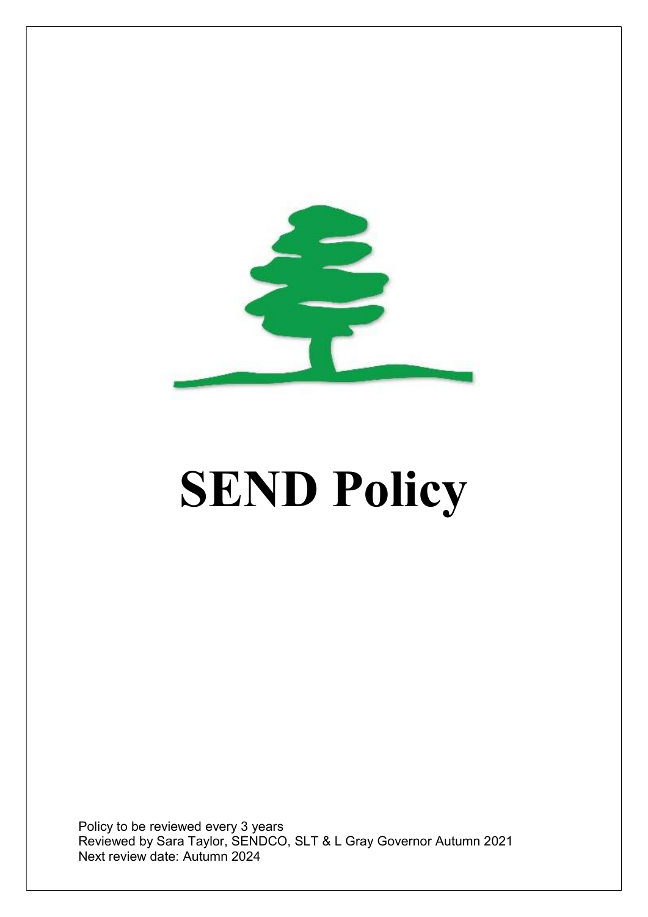# SEND Policy

Policy to be reviewed every 3 years
Reviewed by Sara Taylor, SENDCO, SLT & L Gray Governor Autumn 2021
Next review date: Autumn 2024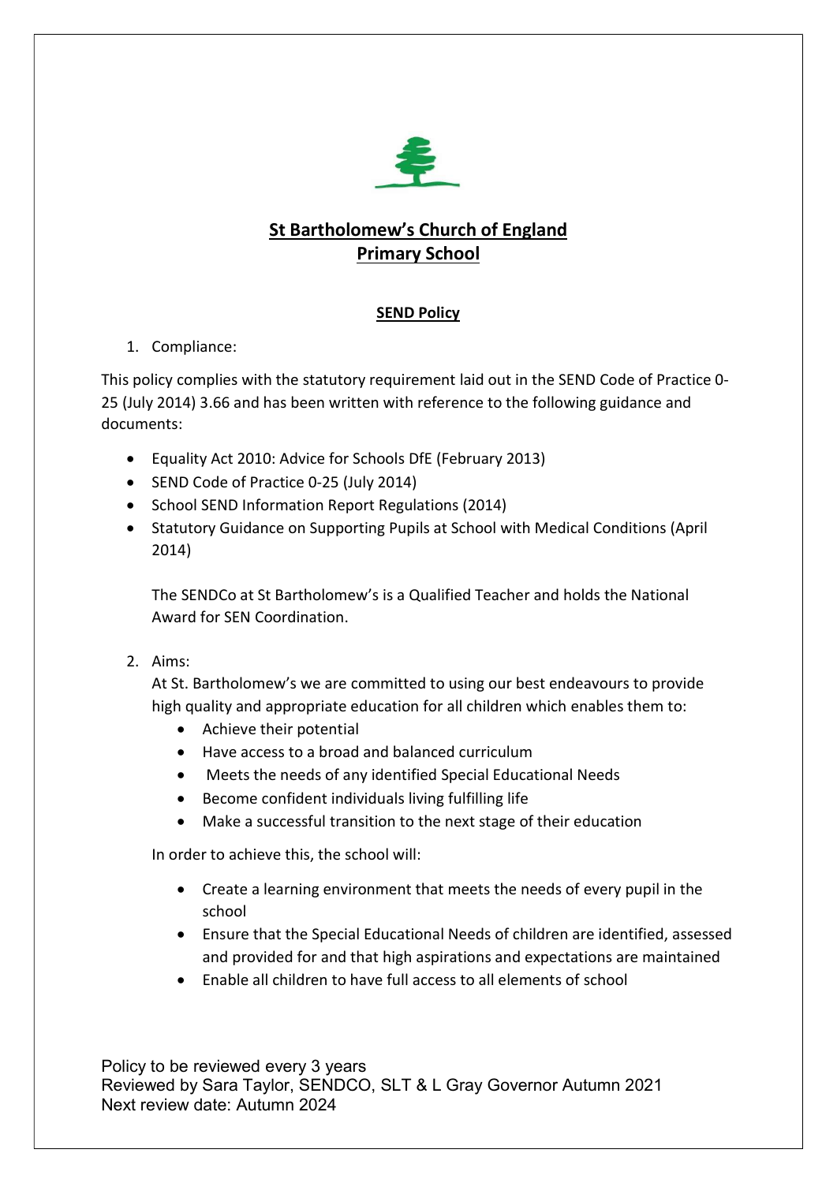# St Bartholomew's Church of England Primary School

## SEND Policy

1. Compliance:

This policy complies with the statutory requirement laid out in the SEND Code of Practice 0-25 (July 2014) 3.66 and has been written with reference to the following guidance and documents:

- Equality Act 2010: Advice for Schools DfE (February 2013)
- SEND Code of Practice 0-25 (July 2014)
- School SEND Information Report Regulations (2014)
- Statutory Guidance on Supporting Pupils at School with Medical Conditions (April 2014)

  The SENDCo at St Bartholomew's is a Qualified Teacher and holds the National Award for SEN Coordination.

2. Aims:

   At St. Bartholomew's we are committed to using our best endeavours to provide high quality and appropriate education for all children which enables them to:
   - Achieve their potential
   - Have access to a broad and balanced curriculum
   - Meets the needs of any identified Special Educational Needs
   - Become confident individuals living fulfilling life
   - Make a successful transition to the next stage of their education

   In order to achieve this, the school will:

   - Create a learning environment that meets the needs of every pupil in the school
   - Ensure that the Special Educational Needs of children are identified, assessed and provided for and that high aspirations and expectations are maintained
   - Enable all children to have full access to all elements of school

Policy to be reviewed every 3 years
Reviewed by Sara Taylor, SENDCO, SLT & L Gray Governor Autumn 2021
Next review date: Autumn 2024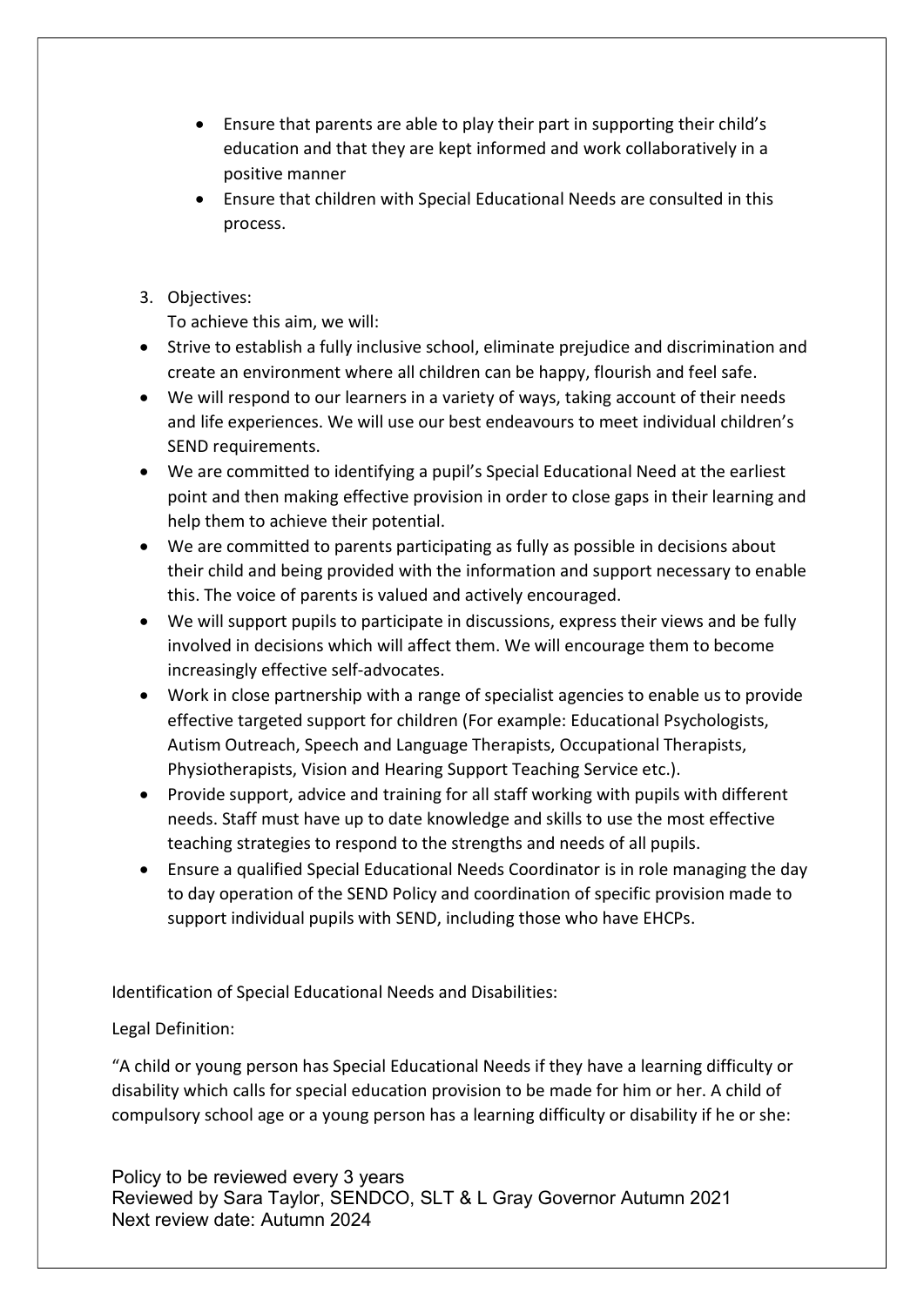- Ensure that parents are able to play their part in supporting their child's education and that they are kept informed and work collaboratively in a positive manner
- Ensure that children with Special Educational Needs are consulted in this process.

3. Objectives:

   To achieve this aim, we will:

- Strive to establish a fully inclusive school, eliminate prejudice and discrimination and create an environment where all children can be happy, flourish and feel safe.
- We will respond to our learners in a variety of ways, taking account of their needs and life experiences. We will use our best endeavours to meet individual children's SEND requirements.
- We are committed to identifying a pupil's Special Educational Need at the earliest point and then making effective provision in order to close gaps in their learning and help them to achieve their potential.
- We are committed to parents participating as fully as possible in decisions about their child and being provided with the information and support necessary to enable this. The voice of parents is valued and actively encouraged.
- We will support pupils to participate in discussions, express their views and be fully involved in decisions which will affect them. We will encourage them to become increasingly effective self-advocates.
- Work in close partnership with a range of specialist agencies to enable us to provide effective targeted support for children (For example: Educational Psychologists, Autism Outreach, Speech and Language Therapists, Occupational Therapists, Physiotherapists, Vision and Hearing Support Teaching Service etc.).
- Provide support, advice and training for all staff working with pupils with different needs. Staff must have up to date knowledge and skills to use the most effective teaching strategies to respond to the strengths and needs of all pupils.
- Ensure a qualified Special Educational Needs Coordinator is in role managing the day to day operation of the SEND Policy and coordination of specific provision made to support individual pupils with SEND, including those who have EHCPs.

Identification of Special Educational Needs and Disabilities:

Legal Definition:

"A child or young person has Special Educational Needs if they have a learning difficulty or disability which calls for special education provision to be made for him or her. A child of compulsory school age or a young person has a learning difficulty or disability if he or she: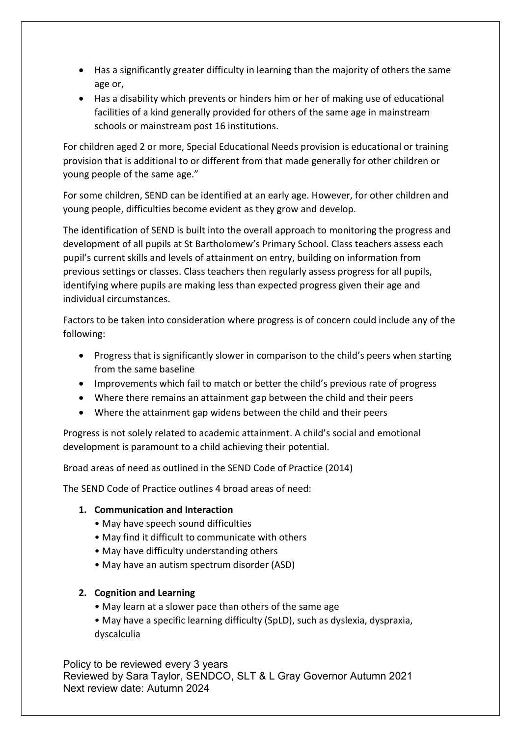- Has a significantly greater difficulty in learning than the majority of others the same age or,
- Has a disability which prevents or hinders him or her of making use of educational facilities of a kind generally provided for others of the same age in mainstream schools or mainstream post 16 institutions.

For children aged 2 or more, Special Educational Needs provision is educational or training provision that is additional to or different from that made generally for other children or young people of the same age."

For some children, SEND can be identified at an early age. However, for other children and young people, difficulties become evident as they grow and develop.

The identification of SEND is built into the overall approach to monitoring the progress and development of all pupils at St Bartholomew's Primary School. Class teachers assess each pupil's current skills and levels of attainment on entry, building on information from previous settings or classes. Class teachers then regularly assess progress for all pupils, identifying where pupils are making less than expected progress given their age and individual circumstances.

Factors to be taken into consideration where progress is of concern could include any of the following:

- Progress that is significantly slower in comparison to the child's peers when starting from the same baseline
- Improvements which fail to match or better the child's previous rate of progress
- Where there remains an attainment gap between the child and their peers
- Where the attainment gap widens between the child and their peers

Progress is not solely related to academic attainment. A child's social and emotional development is paramount to a child achieving their potential.

Broad areas of need as outlined in the SEND Code of Practice (2014)

The SEND Code of Practice outlines 4 broad areas of need:

1. **Communication and Interaction**
   - May have speech sound difficulties
   - May find it difficult to communicate with others
   - May have difficulty understanding others
   - May have an autism spectrum disorder (ASD)

2. **Cognition and Learning**
   - May learn at a slower pace than others of the same age
   - May have a specific learning difficulty (SpLD), such as dyslexia, dyspraxia, dyscalculia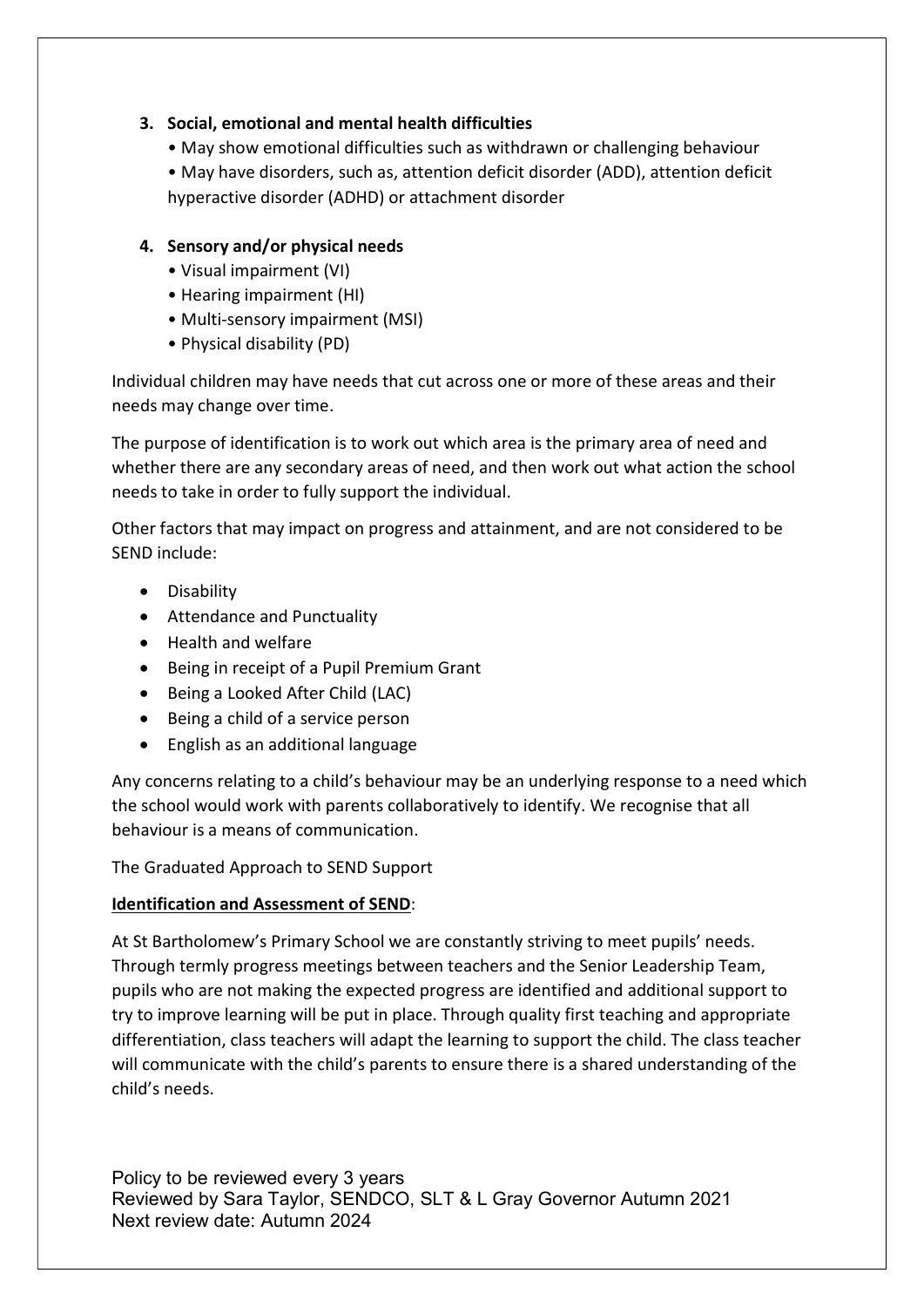3. **Social, emotional and mental health difficulties**
   - May show emotional difficulties such as withdrawn or challenging behaviour
   - May have disorders, such as, attention deficit disorder (ADD), attention deficit hyperactive disorder (ADHD) or attachment disorder

4. **Sensory and/or physical needs**
   - Visual impairment (VI)
   - Hearing impairment (HI)
   - Multi-sensory impairment (MSI)
   - Physical disability (PD)

Individual children may have needs that cut across one or more of these areas and their needs may change over time.

The purpose of identification is to work out which area is the primary area of need and whether there are any secondary areas of need, and then work out what action the school needs to take in order to fully support the individual.

Other factors that may impact on progress and attainment, and are not considered to be SEND include:

- Disability
- Attendance and Punctuality
- Health and welfare
- Being in receipt of a Pupil Premium Grant
- Being a Looked After Child (LAC)
- Being a child of a service person
- English as an additional language

Any concerns relating to a child's behaviour may be an underlying response to a need which the school would work with parents collaboratively to identify. We recognise that all behaviour is a means of communication.

The Graduated Approach to SEND Support

**Identification and Assessment of SEND**:

At St Bartholomew's Primary School we are constantly striving to meet pupils' needs. Through termly progress meetings between teachers and the Senior Leadership Team, pupils who are not making the expected progress are identified and additional support to try to improve learning will be put in place. Through quality first teaching and appropriate differentiation, class teachers will adapt the learning to support the child. The class teacher will communicate with the child's parents to ensure there is a shared understanding of the child's needs.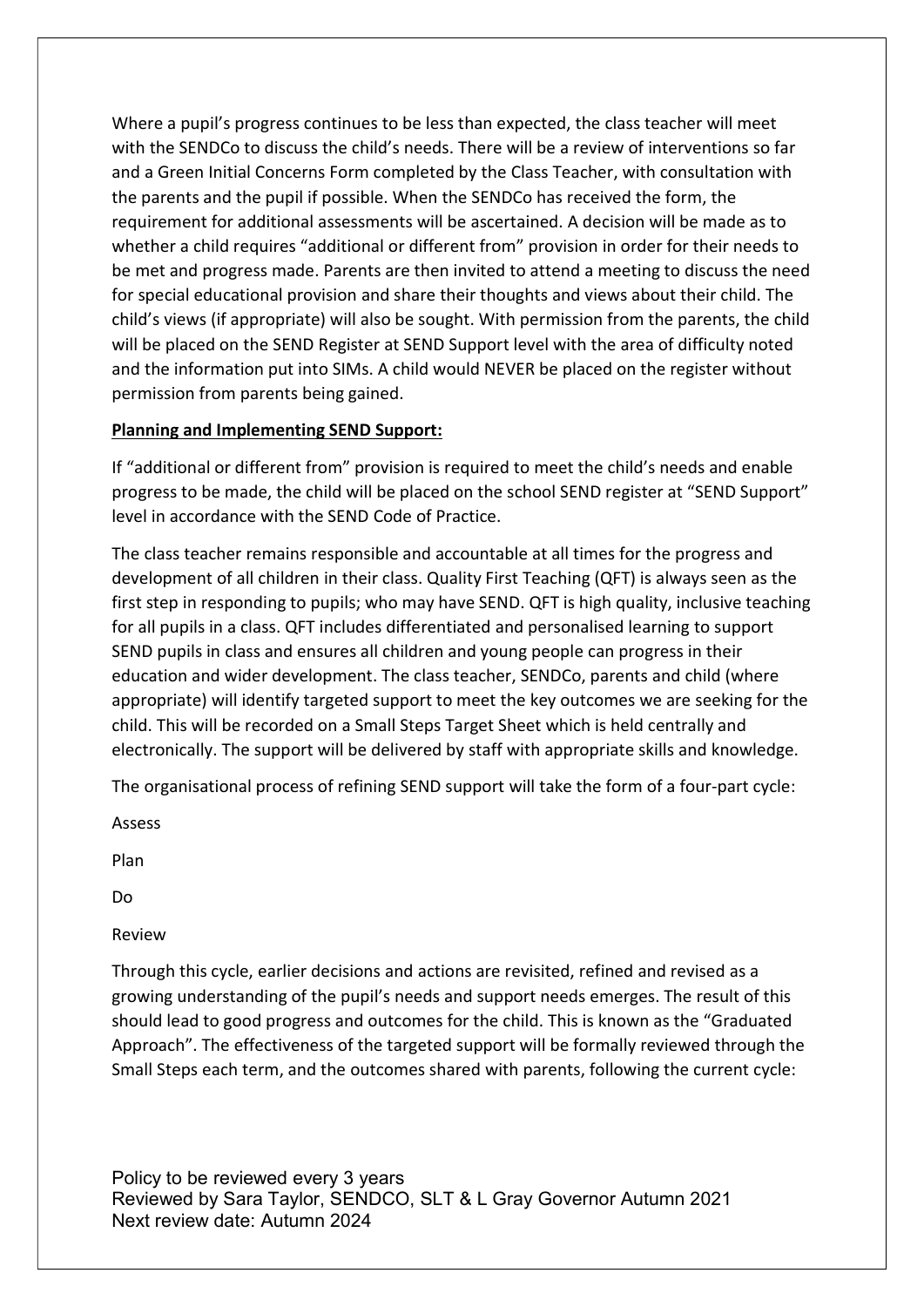Where a pupil's progress continues to be less than expected, the class teacher will meet with the SENDCo to discuss the child's needs. There will be a review of interventions so far and a Green Initial Concerns Form completed by the Class Teacher, with consultation with the parents and the pupil if possible. When the SENDCo has received the form, the requirement for additional assessments will be ascertained. A decision will be made as to whether a child requires "additional or different from" provision in order for their needs to be met and progress made. Parents are then invited to attend a meeting to discuss the need for special educational provision and share their thoughts and views about their child. The child's views (if appropriate) will also be sought. With permission from the parents, the child will be placed on the SEND Register at SEND Support level with the area of difficulty noted and the information put into SIMs. A child would NEVER be placed on the register without permission from parents being gained.

**Planning and Implementing SEND Support:**

If "additional or different from" provision is required to meet the child's needs and enable progress to be made, the child will be placed on the school SEND register at "SEND Support" level in accordance with the SEND Code of Practice.

The class teacher remains responsible and accountable at all times for the progress and development of all children in their class. Quality First Teaching (QFT) is always seen as the first step in responding to pupils; who may have SEND. QFT is high quality, inclusive teaching for all pupils in a class. QFT includes differentiated and personalised learning to support SEND pupils in class and ensures all children and young people can progress in their education and wider development. The class teacher, SENDCo, parents and child (where appropriate) will identify targeted support to meet the key outcomes we are seeking for the child. This will be recorded on a Small Steps Target Sheet which is held centrally and electronically. The support will be delivered by staff with appropriate skills and knowledge.

The organisational process of refining SEND support will take the form of a four-part cycle:

Assess

Plan

Do

Review

Through this cycle, earlier decisions and actions are revisited, refined and revised as a growing understanding of the pupil's needs and support needs emerges. The result of this should lead to good progress and outcomes for the child. This is known as the "Graduated Approach". The effectiveness of the targeted support will be formally reviewed through the Small Steps each term, and the outcomes shared with parents, following the current cycle: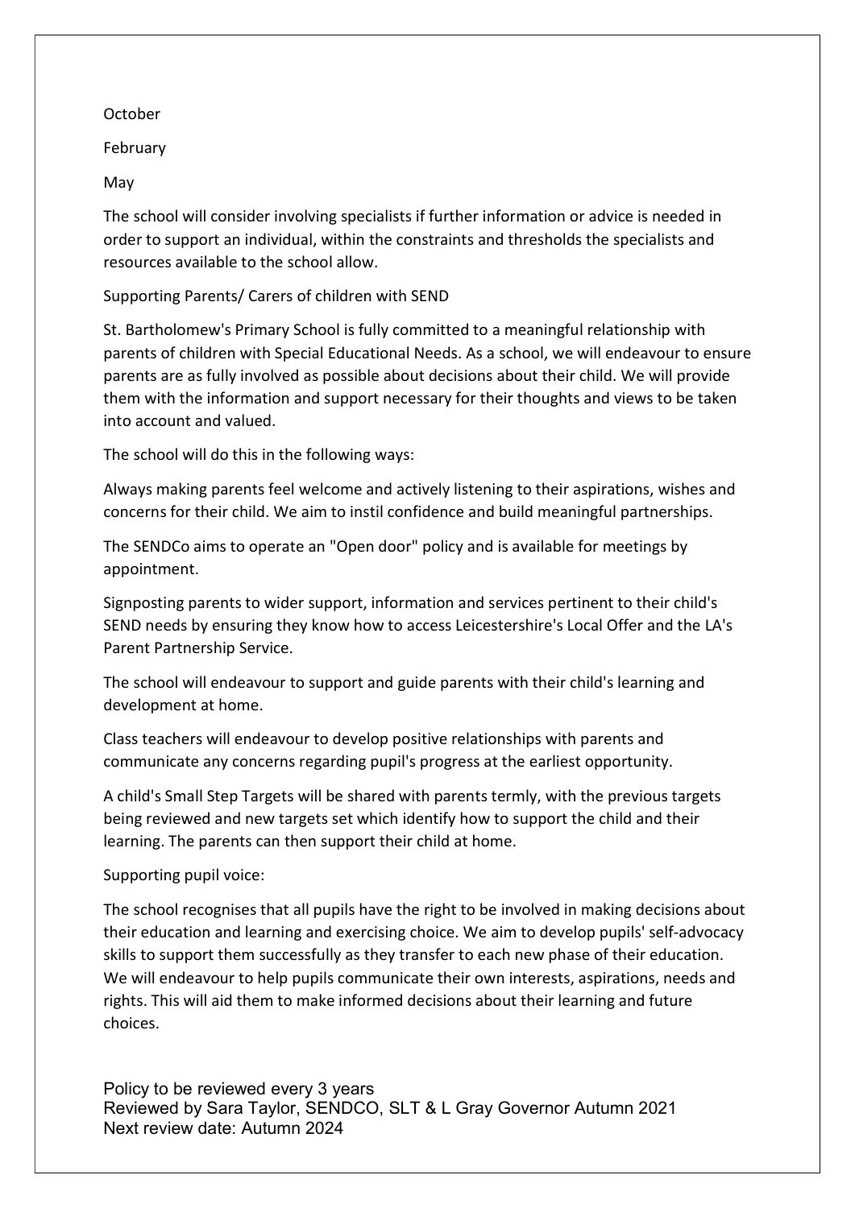October

February

May

The school will consider involving specialists if further information or advice is needed in order to support an individual, within the constraints and thresholds the specialists and resources available to the school allow.

Supporting Parents/ Carers of children with SEND

St. Bartholomew's Primary School is fully committed to a meaningful relationship with parents of children with Special Educational Needs. As a school, we will endeavour to ensure parents are as fully involved as possible about decisions about their child. We will provide them with the information and support necessary for their thoughts and views to be taken into account and valued.

The school will do this in the following ways:

Always making parents feel welcome and actively listening to their aspirations, wishes and concerns for their child. We aim to instil confidence and build meaningful partnerships.

The SENDCo aims to operate an "Open door" policy and is available for meetings by appointment.

Signposting parents to wider support, information and services pertinent to their child's SEND needs by ensuring they know how to access Leicestershire's Local Offer and the LA's Parent Partnership Service.

The school will endeavour to support and guide parents with their child's learning and development at home.

Class teachers will endeavour to develop positive relationships with parents and communicate any concerns regarding pupil's progress at the earliest opportunity.

A child's Small Step Targets will be shared with parents termly, with the previous targets being reviewed and new targets set which identify how to support the child and their learning. The parents can then support their child at home.

Supporting pupil voice:

The school recognises that all pupils have the right to be involved in making decisions about their education and learning and exercising choice. We aim to develop pupils' self-advocacy skills to support them successfully as they transfer to each new phase of their education. We will endeavour to help pupils communicate their own interests, aspirations, needs and rights. This will aid them to make informed decisions about their learning and future choices.

Policy to be reviewed every 3 years
Reviewed by Sara Taylor, SENDCO, SLT & L Gray Governor Autumn 2021
Next review date: Autumn 2024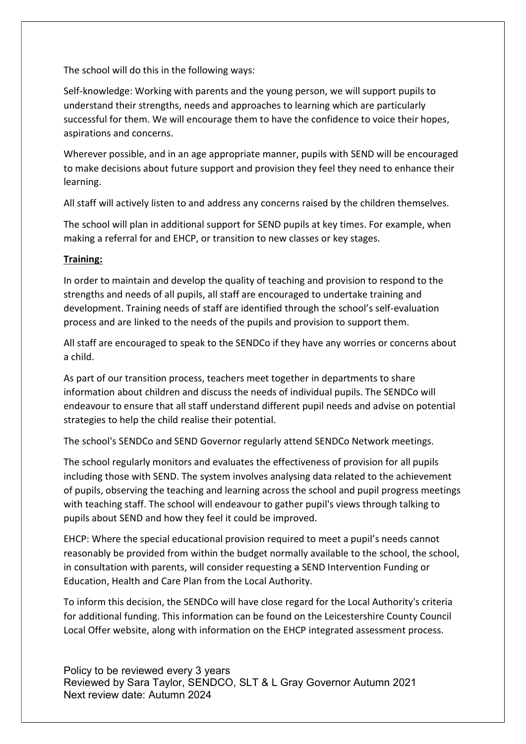The school will do this in the following ways:

Self-knowledge: Working with parents and the young person, we will support pupils to understand their strengths, needs and approaches to learning which are particularly successful for them. We will encourage them to have the confidence to voice their hopes, aspirations and concerns.

Wherever possible, and in an age appropriate manner, pupils with SEND will be encouraged to make decisions about future support and provision they feel they need to enhance their learning.

All staff will actively listen to and address any concerns raised by the children themselves.

The school will plan in additional support for SEND pupils at key times. For example, when making a referral for and EHCP, or transition to new classes or key stages.

**Training:**

In order to maintain and develop the quality of teaching and provision to respond to the strengths and needs of all pupils, all staff are encouraged to undertake training and development. Training needs of staff are identified through the school's self-evaluation process and are linked to the needs of the pupils and provision to support them.

All staff are encouraged to speak to the SENDCo if they have any worries or concerns about a child.

As part of our transition process, teachers meet together in departments to share information about children and discuss the needs of individual pupils. The SENDCo will endeavour to ensure that all staff understand different pupil needs and advise on potential strategies to help the child realise their potential.

The school's SENDCo and SEND Governor regularly attend SENDCo Network meetings.

The school regularly monitors and evaluates the effectiveness of provision for all pupils including those with SEND. The system involves analysing data related to the achievement of pupils, observing the teaching and learning across the school and pupil progress meetings with teaching staff. The school will endeavour to gather pupil's views through talking to pupils about SEND and how they feel it could be improved.

EHCP: Where the special educational provision required to meet a pupil's needs cannot reasonably be provided from within the budget normally available to the school, the school, in consultation with parents, will consider requesting ~~a~~ SEND Intervention Funding or Education, Health and Care Plan from the Local Authority.

To inform this decision, the SENDCo will have close regard for the Local Authority's criteria for additional funding. This information can be found on the Leicestershire County Council Local Offer website, along with information on the EHCP integrated assessment process.

Policy to be reviewed every 3 years
Reviewed by Sara Taylor, SENDCO, SLT & L Gray Governor Autumn 2021
Next review date: Autumn 2024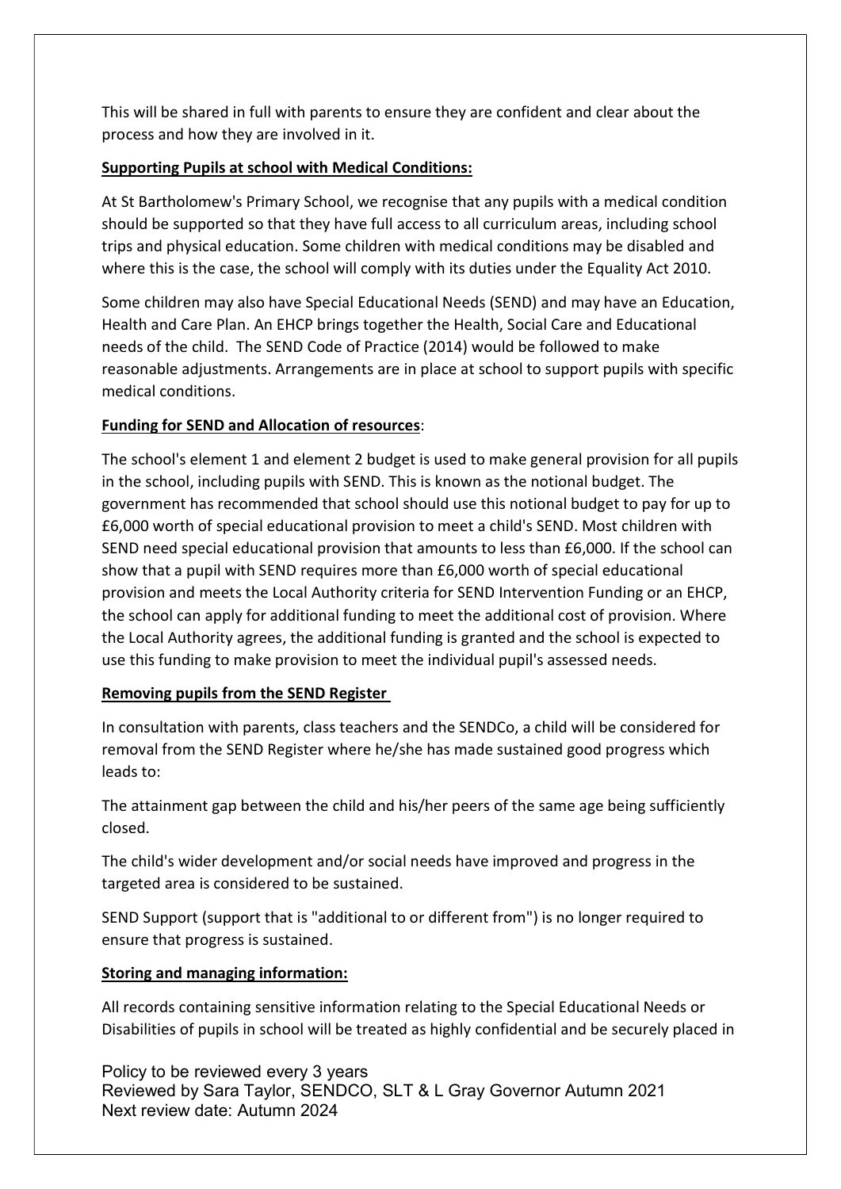This will be shared in full with parents to ensure they are confident and clear about the process and how they are involved in it.

**Supporting Pupils at school with Medical Conditions:**

At St Bartholomew's Primary School, we recognise that any pupils with a medical condition should be supported so that they have full access to all curriculum areas, including school trips and physical education. Some children with medical conditions may be disabled and where this is the case, the school will comply with its duties under the Equality Act 2010.

Some children may also have Special Educational Needs (SEND) and may have an Education, Health and Care Plan. An EHCP brings together the Health, Social Care and Educational needs of the child. The SEND Code of Practice (2014) would be followed to make reasonable adjustments. Arrangements are in place at school to support pupils with specific medical conditions.

**Funding for SEND and Allocation of resources**:

The school's element 1 and element 2 budget is used to make general provision for all pupils in the school, including pupils with SEND. This is known as the notional budget. The government has recommended that school should use this notional budget to pay for up to £6,000 worth of special educational provision to meet a child's SEND. Most children with SEND need special educational provision that amounts to less than £6,000. If the school can show that a pupil with SEND requires more than £6,000 worth of special educational provision and meets the Local Authority criteria for SEND Intervention Funding or an EHCP, the school can apply for additional funding to meet the additional cost of provision. Where the Local Authority agrees, the additional funding is granted and the school is expected to use this funding to make provision to meet the individual pupil's assessed needs.

**Removing pupils from the SEND Register**

In consultation with parents, class teachers and the SENDCo, a child will be considered for removal from the SEND Register where he/she has made sustained good progress which leads to:

The attainment gap between the child and his/her peers of the same age being sufficiently closed.

The child's wider development and/or social needs have improved and progress in the targeted area is considered to be sustained.

SEND Support (support that is "additional to or different from") is no longer required to ensure that progress is sustained.

**Storing and managing information:**

All records containing sensitive information relating to the Special Educational Needs or Disabilities of pupils in school will be treated as highly confidential and be securely placed in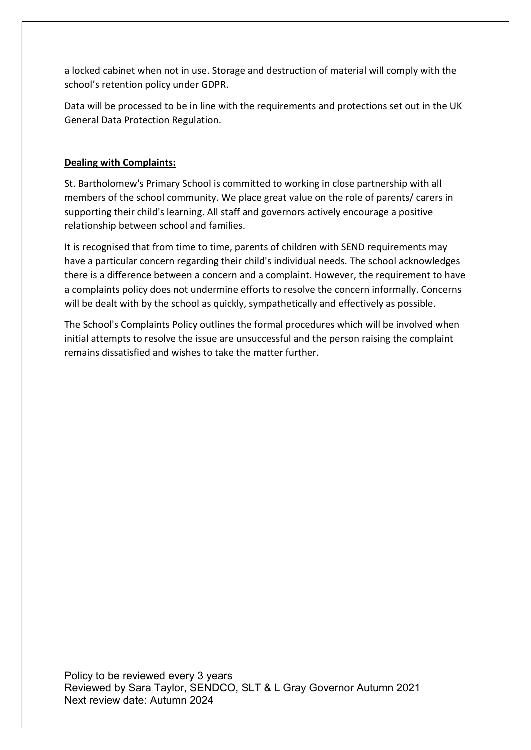a locked cabinet when not in use. Storage and destruction of material will comply with the school's retention policy under GDPR.

Data will be processed to be in line with the requirements and protections set out in the UK General Data Protection Regulation.

**Dealing with Complaints:**

St. Bartholomew's Primary School is committed to working in close partnership with all members of the school community. We place great value on the role of parents/ carers in supporting their child's learning. All staff and governors actively encourage a positive relationship between school and families.

It is recognised that from time to time, parents of children with SEND requirements may have a particular concern regarding their child's individual needs. The school acknowledges there is a difference between a concern and a complaint. However, the requirement to have a complaints policy does not undermine efforts to resolve the concern informally. Concerns will be dealt with by the school as quickly, sympathetically and effectively as possible.

The School's Complaints Policy outlines the formal procedures which will be involved when initial attempts to resolve the issue are unsuccessful and the person raising the complaint remains dissatisfied and wishes to take the matter further.

Policy to be reviewed every 3 years
Reviewed by Sara Taylor, SENDCO, SLT & L Gray Governor Autumn 2021
Next review date: Autumn 2024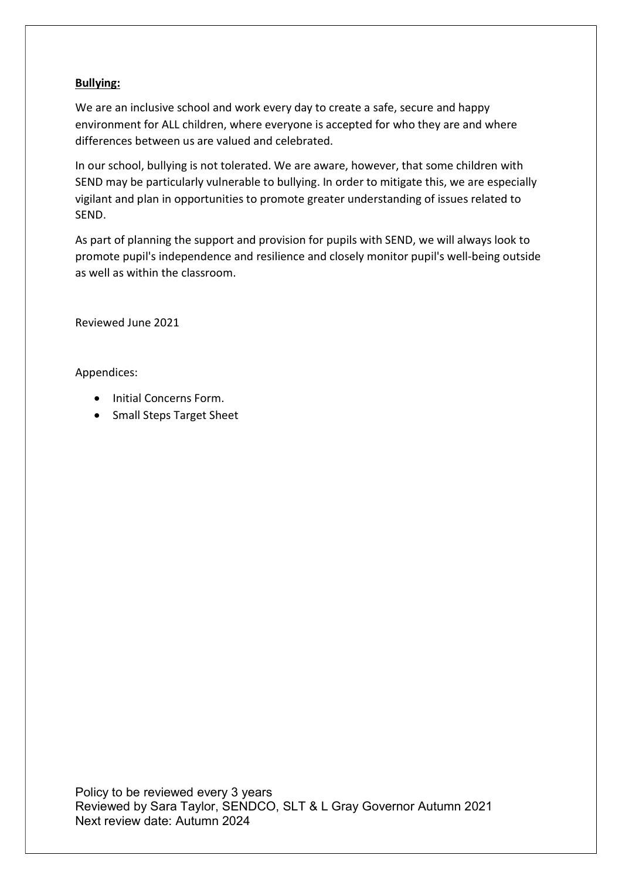**Bullying:**

We are an inclusive school and work every day to create a safe, secure and happy environment for ALL children, where everyone is accepted for who they are and where differences between us are valued and celebrated.

In our school, bullying is not tolerated. We are aware, however, that some children with SEND may be particularly vulnerable to bullying. In order to mitigate this, we are especially vigilant and plan in opportunities to promote greater understanding of issues related to SEND.

As part of planning the support and provision for pupils with SEND, we will always look to promote pupil's independence and resilience and closely monitor pupil's well-being outside as well as within the classroom.

Reviewed June 2021

Appendices:

- Initial Concerns Form.
- Small Steps Target Sheet

Policy to be reviewed every 3 years
Reviewed by Sara Taylor, SENDCO, SLT & L Gray Governor Autumn 2021
Next review date: Autumn 2024